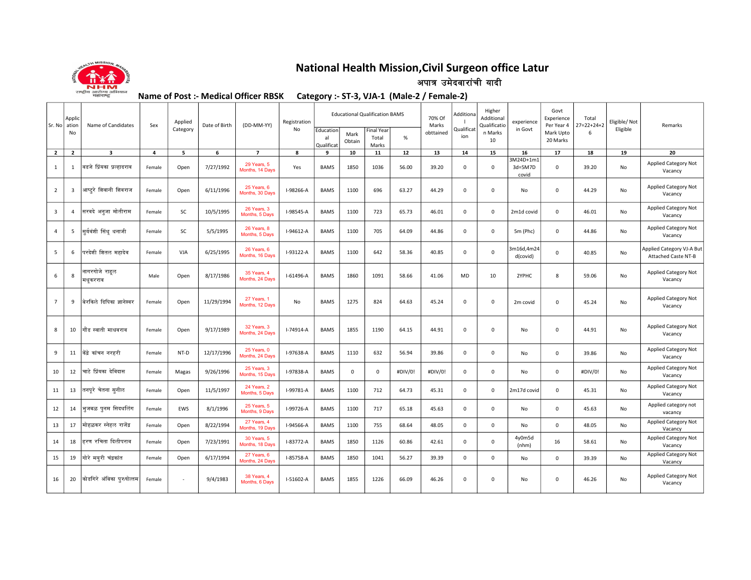# National Health Mission,Civil Surgeon office Latur

## अपात्र उमेदवारांची यादी

**Name of Post :- Medical Officer RBSK Category :- ST-3, VJA-1 (Male-2 / Female-2)**

| Sr. No | Application No | Name of Candidates | Sex | Applied Category | Date of Birth | (DD-MM-YY) | Registration No | Educational Qualification BAMS | | | | 70% Of Marks obttained | Additional Qualification | Higher Additional Qualification Marks 10 | experience in Govt | Govt Experience Per Year 4 Mark Upto 20 Marks | Total 27=22+24+26 | Eligible/ Not Eligible | Remarks |
|---|---|---|---|---|---|---|---|---|---|---|---|---|---|---|---|---|---|---|---|
| | | | | | | | | Educational Qualificat | Mark Obtain | Final Year Total Marks | % | | | | | | | | |
| 2 | 2 | 3 | 4 | 5 | 6 | 7 | 8 | 9 | 10 | 11 | 12 | 13 | 14 | 15 | 16 | 17 | 18 | 19 | 20 |
| 1 | 1 | वडजे प्रियंका प्रल्हादराव | Female | Open | 7/27/1992 | 29 Years, 5 Months, 14 Days | Yes | BAMS | 1850 | 1036 | 56.00 | 39.20 | 0 | 0 | 3M24D+1m13d=5M7D covid | 0 | 39.20 | No | Applied Category Not Vacancy |
| 2 | 3 | आष्टुरे शिवानी शिवराज | Female | Open | 6/11/1996 | 25 Years, 6 Months, 30 Days | I-98266-A | BAMS | 1100 | 696 | 63.27 | 44.29 | 0 | 0 | No | 0 | 44.29 | No | Applied Category Not Vacancy |
| 3 | 4 | सरवदे अनुजा मोतीराम | Female | SC | 10/5/1995 | 26 Years, 3 Months, 5 Days | I-98545-A | BAMS | 1100 | 723 | 65.73 | 46.01 | 0 | 0 | 2m1d covid | 0 | 46.01 | No | Applied Category Not Vacancy |
| 4 | 5 | सुर्यवंशी सिंधू धनाजी | Female | SC | 5/5/1995 | 26 Years, 8 Months, 5 Days | I-94612-A | BAMS | 1100 | 705 | 64.09 | 44.86 | 0 | 0 | 5m (Phc) | 0 | 44.86 | No | Applied Category Not Vacancy |
| 5 | 6 | परदेशी शितल महादेव | Female | VJA | 6/25/1995 | 26 Years, 6 Months, 16 Days | I-93122-A | BAMS | 1100 | 642 | 58.36 | 40.85 | 0 | 0 | 3m16d,4m24d(covid) | 0 | 40.85 | No | Applied Category VJ-A But Attached Caste NT-B |
| 6 | 8 | नागरगोजे राहूल मधूकरराव | Male | Open | 8/17/1986 | 35 Years, 4 Months, 24 Days | I-61496-A | BAMS | 1860 | 1091 | 58.66 | 41.06 | MD | 10 | 2YPHC | 8 | 59.06 | No | Applied Category Not Vacancy |
| 7 | 9 | बेरकिले दिपिका ज्ञानेश्वर | Female | Open | 11/29/1994 | 27 Years, 1 Months, 12 Days | No | BAMS | 1275 | 824 | 64.63 | 45.24 | 0 | 0 | 2m covid | 0 | 45.24 | No | Applied Category Not Vacancy |
| 8 | 10 | गौंड स्वाती माधवराव | Female | Open | 9/17/1989 | 32 Years, 3 Months, 24 Days | I-74914-A | BAMS | 1855 | 1190 | 64.15 | 44.91 | 0 | 0 | No | 0 | 44.91 | No | Applied Category Not Vacancy |
| 9 | 11 | केंद्रे कांचन नरहरी | Female | NT-D | 12/17/1996 | 25 Years, 0 Months, 24 Days | I-97638-A | BAMS | 1110 | 632 | 56.94 | 39.86 | 0 | 0 | No | 0 | 39.86 | No | Applied Category Not Vacancy |
| 10 | 12 | चाटे प्रियंका देविदास | Female | Magas | 9/26/1996 | 25 Years, 3 Months, 15 Days | I-97838-A | BAMS | 0 | 0 | #DIV/0! | #DIV/0! | 0 | 0 | No | 0 | #DIV/0! | No | Applied Category Not Vacancy |
| 11 | 13 | तनपूरे चेतना सुनील | Female | Open | 11/5/1997 | 24 Years, 2 Months, 5 Days | I-99781-A | BAMS | 1100 | 712 | 64.73 | 45.31 | 0 | 0 | 2m17d covid | 0 | 45.31 | No | Applied Category Not Vacancy |
| 12 | 14 | भुजबळ पुनम सिदधलिंग | Female | EWS | 8/1/1996 | 25 Years, 5 Months, 9 Days | I-99726-A | BAMS | 1100 | 717 | 65.18 | 45.63 | 0 | 0 | No | 0 | 45.63 | No | Applied category not vacancy |
| 13 | 17 | मोहळकर स्नेहल राजेंद्र | Female | Open | 8/22/1994 | 27 Years, 4 Months, 19 Days | I-94566-A | BAMS | 1100 | 755 | 68.64 | 48.05 | 0 | 0 | No | 0 | 48.05 | No | Applied Category Not Vacancy |
| 14 | 18 | हरण रचिता दिलीपराव | Female | Open | 7/23/1991 | 30 Years, 5 Months, 18 Days | I-83772-A | BAMS | 1850 | 1126 | 60.86 | 42.61 | 0 | 0 | 4y0m5d (nhm) | 16 | 58.61 | No | Applied Category Not Vacancy |
| 15 | 19 | गोरे मयुरी चंद्रकांत | Female | Open | 6/17/1994 | 27 Years, 6 Months, 24 Days | I-85758-A | BAMS | 1850 | 1041 | 56.27 | 39.39 | 0 | 0 | No | 0 | 39.39 | No | Applied Category Not Vacancy |
| 16 | 20 | कोडगिरे अंबिका पुरुषोत्तम | Female | - | 9/4/1983 | 38 Years, 4 Months, 6 Days | I-51602-A | BAMS | 1855 | 1226 | 66.09 | 46.26 | 0 | 0 | No | 0 | 46.26 | No | Applied Category Not Vacancy |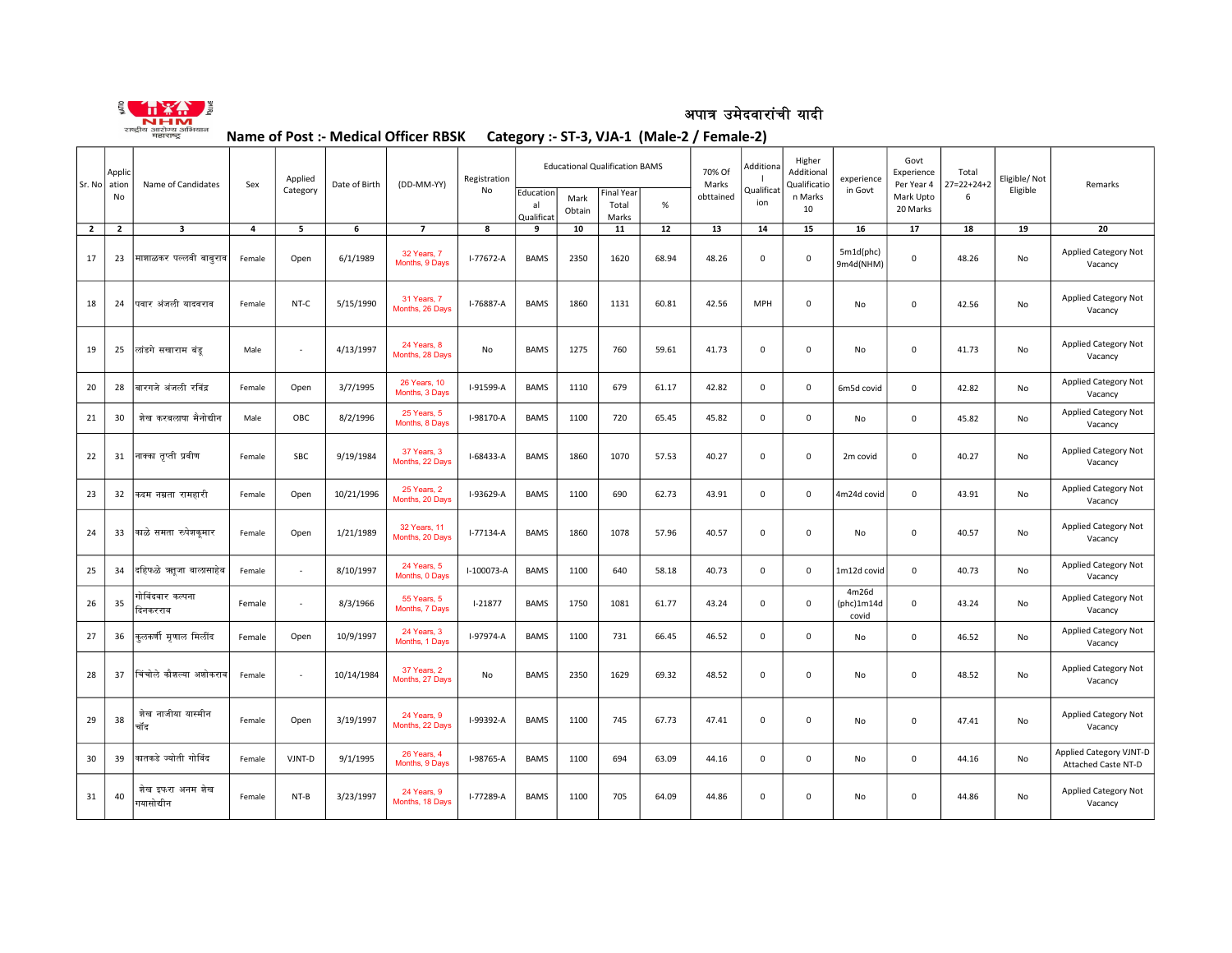NHM राष्ट्रीय आरोग्य अभियान महाराष्ट्र

# अपात्र उमेदवारांची यादी

## Name of Post :- Medical Officer RBSK Category :- ST-3, VJA-1 (Male-2 / Female-2)

| Sr. No | Application No | Name of Candidates | Sex | Applied Category | Date of Birth | (DD-MM-YY) | Registration No | Educational Qualification BAMS | | | | 70% Of Marks obttained | Additional Qualification | Higher Additional Qualification Marks 10 | experience in Govt | Govt Experience Per Year 4 Mark Upto 20 Marks | Total 27=22+24+26 | Eligible/ Not Eligible | Remarks |
|---|---|---|---|---|---|---|---|---|---|---|---|---|---|---|---|---|---|---|---|
| | | | | | | | | Educational Qualification | Mark Obtain | Final Year Total Marks | % | | | | | | | | |
| 2 | 2 | 3 | 4 | 5 | 6 | 7 | 8 | 9 | 10 | 11 | 12 | 13 | 14 | 15 | 16 | 17 | 18 | 19 | 20 |
| 17 | 23 | माशाळकर पल्लवी बाबुराव | Female | Open | 6/1/1989 | 32 Years, 7 Months, 9 Days | I-77672-A | BAMS | 2350 | 1620 | 68.94 | 48.26 | 0 | 0 | 5m1d(phc) 9m4d(NHM) | 0 | 48.26 | No | Applied Category Not Vacancy |
| 18 | 24 | पवार अंजली यादवराव | Female | NT-C | 5/15/1990 | 31 Years, 7 Months, 26 Days | I-76887-A | BAMS | 1860 | 1131 | 60.81 | 42.56 | MPH | 0 | No | 0 | 42.56 | No | Applied Category Not Vacancy |
| 19 | 25 | लांडगे सखाराम बंडू | Male | - | 4/13/1997 | 24 Years, 8 Months, 28 Days | No | BAMS | 1275 | 760 | 59.61 | 41.73 | 0 | 0 | No | 0 | 41.73 | No | Applied Category Not Vacancy |
| 20 | 28 | बारगजे अंजली रविंद्र | Female | Open | 3/7/1995 | 26 Years, 10 Months, 3 Days | I-91599-A | BAMS | 1110 | 679 | 61.17 | 42.82 | 0 | 0 | 6m5d covid | 0 | 42.82 | No | Applied Category Not Vacancy |
| 21 | 30 | शेख करबलाषा मैनोधीन | Male | OBC | 8/2/1996 | 25 Years, 5 Months, 8 Days | I-98170-A | BAMS | 1100 | 720 | 65.45 | 45.82 | 0 | 0 | No | 0 | 45.82 | No | Applied Category Not Vacancy |
| 22 | 31 | नाक्का तृप्ती प्रवीण | Female | SBC | 9/19/1984 | 37 Years, 3 Months, 22 Days | I-68433-A | BAMS | 1860 | 1070 | 57.53 | 40.27 | 0 | 0 | 2m covid | 0 | 40.27 | No | Applied Category Not Vacancy |
| 23 | 32 | कदम नम्रता रामहारी | Female | Open | 10/21/1996 | 25 Years, 2 Months, 20 Days | I-93629-A | BAMS | 1100 | 690 | 62.73 | 43.91 | 0 | 0 | 4m24d covid | 0 | 43.91 | No | Applied Category Not Vacancy |
| 24 | 33 | काळे समता रुपेशकुमार | Female | Open | 1/21/1989 | 32 Years, 11 Months, 20 Days | I-77134-A | BAMS | 1860 | 1078 | 57.96 | 40.57 | 0 | 0 | No | 0 | 40.57 | No | Applied Category Not Vacancy |
| 25 | 34 | दहिफळे ऋतुजा बालासाहेब | Female | - | 8/10/1997 | 24 Years, 5 Months, 0 Days | I-100073-A | BAMS | 1100 | 640 | 58.18 | 40.73 | 0 | 0 | 1m12d covid | 0 | 40.73 | No | Applied Category Not Vacancy |
| 26 | 35 | गोविंदवार कल्पना दिनकरराव | Female | - | 8/3/1966 | 55 Years, 5 Months, 7 Days | I-21877 | BAMS | 1750 | 1081 | 61.77 | 43.24 | 0 | 0 | 4m26d (phc)1m14d covid | 0 | 43.24 | No | Applied Category Not Vacancy |
| 27 | 36 | कुलकर्णी मृणाल मिलींद | Female | Open | 10/9/1997 | 24 Years, 3 Months, 1 Days | I-97974-A | BAMS | 1100 | 731 | 66.45 | 46.52 | 0 | 0 | No | 0 | 46.52 | No | Applied Category Not Vacancy |
| 28 | 37 | चिंचोले कौशल्या अशोकराव | Female | - | 10/14/1984 | 37 Years, 2 Months, 27 Days | No | BAMS | 2350 | 1629 | 69.32 | 48.52 | 0 | 0 | No | 0 | 48.52 | No | Applied Category Not Vacancy |
| 29 | 38 | शेख नाजीया यास्मीन चाँद | Female | Open | 3/19/1997 | 24 Years, 9 Months, 22 Days | I-99392-A | BAMS | 1100 | 745 | 67.73 | 47.41 | 0 | 0 | No | 0 | 47.41 | No | Applied Category Not Vacancy |
| 30 | 39 | कातकडे ज्योती गोविंद | Female | VJNT-D | 9/1/1995 | 26 Years, 4 Months, 9 Days | I-98765-A | BAMS | 1100 | 694 | 63.09 | 44.16 | 0 | 0 | No | 0 | 44.16 | No | Applied Category VJNT-D Attached Caste NT-D |
| 31 | 40 | शेख इफरा अनम शेख गयासोधीन | Female | NT-B | 3/23/1997 | 24 Years, 9 Months, 18 Days | I-77289-A | BAMS | 1100 | 705 | 64.09 | 44.86 | 0 | 0 | No | 0 | 44.86 | No | Applied Category Not Vacancy |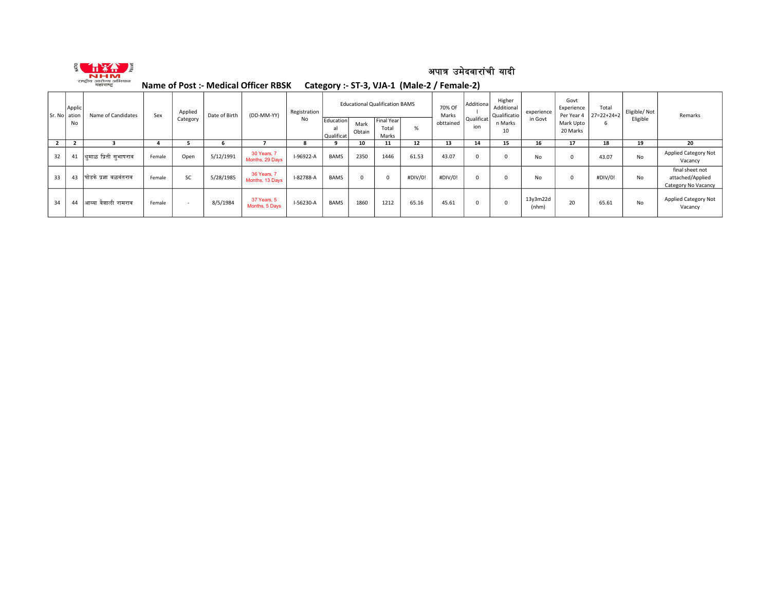# अपात्र उमेदवारांची यादी

## Name of Post :- Medical Officer RBSK Category :- ST-3, VJA-1 (Male-2 / Female-2)

| Sr. No | Application No | Name of Candidates | Sex | Applied Category | Date of Birth | (DD-MM-YY) | Registration No | Educational Qualification BAMS | | | | 70% Of Marks obttained | Additional Qualification | Higher Additional Qualification Marks 10 | experience in Govt | Govt Experience Per Year 4 Mark Upto 20 Marks | Total 27=22+24+26 | Eligible/ Not Eligible | Remarks |
|---|---|---|---|---|---|---|---|---|---|---|---|---|---|---|---|---|---|---|---|
| | | | | | | | | Educational Qualification | Mark Obtain | Final Year Total Marks | % | | | | | | | | |
| 2 | 2 | 3 | 4 | 5 | 6 | 7 | 8 | 9 | 10 | 11 | 12 | 13 | 14 | 15 | 16 | 17 | 18 | 19 | 20 |
| 32 | 41 | धुमाळ प्रिती सुभाषराव | Female | Open | 5/12/1991 | 30 Years, 7 Months, 29 Days | I-96922-A | BAMS | 2350 | 1446 | 61.53 | 43.07 | 0 | 0 | No | 0 | 43.07 | No | Applied Category Not Vacancy |
| 33 | 43 | घोडके प्रज्ञा बळवंतराव | Female | SC | 5/28/1985 | 36 Years, 7 Months, 13 Days | I-82788-A | BAMS | 0 | 0 | #DIV/0! | #DIV/0! | 0 | 0 | No | 0 | #DIV/0! | No | final sheet not attached/Applied Category No Vacancy |
| 34 | 44 | आप्पा वैशाली रामराव | Female | - | 8/5/1984 | 37 Years, 5 Months, 5 Days | I-56230-A | BAMS | 1860 | 1212 | 65.16 | 45.61 | 0 | 0 | 13y3m22d (nhm) | 20 | 65.61 | No | Applied Category Not Vacancy |